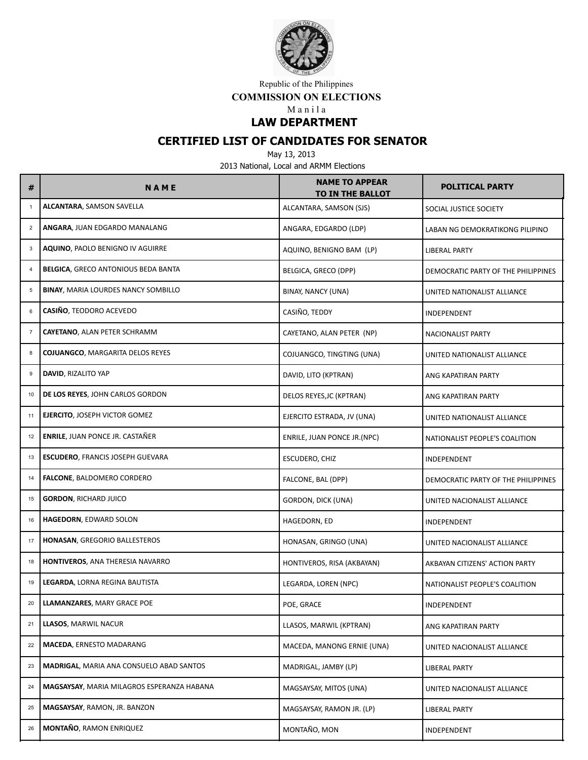Republic of the Philippines

**COMMISSION ON ELECTIONS**

Manila

## LAW DEPARTMENT

## CERTIFIED LIST OF CANDIDATES FOR SENATOR

May 13, 2013

2013 National, Local and ARMM Elections

| # | NAME | NAME TO APPEAR TO IN THE BALLOT | POLITICAL PARTY |
|---|---|---|---|
| 1 | **ALCANTARA**, SAMSON SAVELLA | ALCANTARA, SAMSON (SJS) | SOCIAL JUSTICE SOCIETY |
| 2 | **ANGARA**, JUAN EDGARDO MANALANG | ANGARA, EDGARDO (LDP) | LABAN NG DEMOKRATIKONG PILIPINO |
| 3 | **AQUINO**, PAOLO BENIGNO IV AGUIRRE | AQUINO, BENIGNO BAM (LP) | LIBERAL PARTY |
| 4 | **BELGICA**, GRECO ANTONIOUS BEDA BANTA | BELGICA, GRECO (DPP) | DEMOCRATIC PARTY OF THE PHILIPPINES |
| 5 | **BINAY**, MARIA LOURDES NANCY SOMBILLO | BINAY, NANCY (UNA) | UNITED NATIONALIST ALLIANCE |
| 6 | **CASIÑO**, TEODORO ACEVEDO | CASIÑO, TEDDY | INDEPENDENT |
| 7 | **CAYETANO**, ALAN PETER SCHRAMM | CAYETANO, ALAN PETER (NP) | NACIONALIST PARTY |
| 8 | **COJUANGCO**, MARGARITA DELOS REYES | COJUANGCO, TINGTING (UNA) | UNITED NATIONALIST ALLIANCE |
| 9 | **DAVID**, RIZALITO YAP | DAVID, LITO (KPTRAN) | ANG KAPATIRAN PARTY |
| 10 | **DE LOS REYES**, JOHN CARLOS GORDON | DELOS REYES,JC (KPTRAN) | ANG KAPATIRAN PARTY |
| 11 | **EJERCITO**, JOSEPH VICTOR GOMEZ | EJERCITO ESTRADA, JV (UNA) | UNITED NATIONALIST ALLIANCE |
| 12 | **ENRILE**, JUAN PONCE JR. CASTAÑER | ENRILE, JUAN PONCE JR.(NPC) | NATIONALIST PEOPLE'S COALITION |
| 13 | **ESCUDERO**, FRANCIS JOSEPH GUEVARA | ESCUDERO, CHIZ | INDEPENDENT |
| 14 | **FALCONE**, BALDOMERO CORDERO | FALCONE, BAL (DPP) | DEMOCRATIC PARTY OF THE PHILIPPINES |
| 15 | **GORDON**, RICHARD JUICO | GORDON, DICK (UNA) | UNITED NACIONALIST ALLIANCE |
| 16 | **HAGEDORN**, EDWARD SOLON | HAGEDORN, ED | INDEPENDENT |
| 17 | **HONASAN**, GREGORIO BALLESTEROS | HONASAN, GRINGO (UNA) | UNITED NACIONALIST ALLIANCE |
| 18 | **HONTIVEROS**, ANA THERESIA NAVARRO | HONTIVEROS, RISA (AKBAYAN) | AKBAYAN CITIZENS' ACTION PARTY |
| 19 | **LEGARDA**, LORNA REGINA BAUTISTA | LEGARDA, LOREN (NPC) | NATIONALIST PEOPLE'S COALITION |
| 20 | **LLAMANZARES**, MARY GRACE POE | POE, GRACE | INDEPENDENT |
| 21 | **LLASOS**, MARWIL NACUR | LLASOS, MARWIL (KPTRAN) | ANG KAPATIRAN PARTY |
| 22 | **MACEDA**, ERNESTO MADARANG | MACEDA, MANONG ERNIE (UNA) | UNITED NACIONALIST ALLIANCE |
| 23 | **MADRIGAL**, MARIA ANA CONSUELO ABAD SANTOS | MADRIGAL, JAMBY (LP) | LIBERAL PARTY |
| 24 | **MAGSAYSAY**, MARIA MILAGROS ESPERANZA HABANA | MAGSAYSAY, MITOS (UNA) | UNITED NACIONALIST ALLIANCE |
| 25 | **MAGSAYSAY**, RAMON, JR. BANZON | MAGSAYSAY, RAMON JR. (LP) | LIBERAL PARTY |
| 26 | **MONTAÑO**, RAMON ENRIQUEZ | MONTAÑO, MON | INDEPENDENT |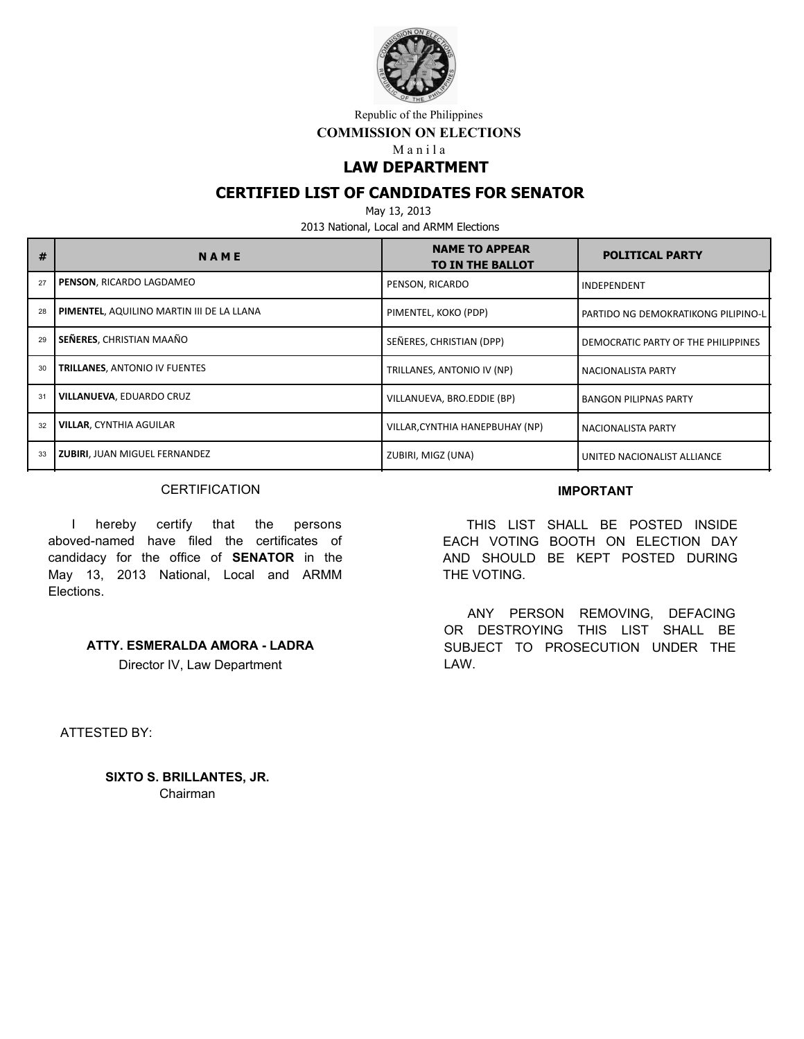Republic of the Philippines

**COMMISSION ON ELECTIONS**

Manila

## LAW DEPARTMENT

## CERTIFIED LIST OF CANDIDATES FOR SENATOR

May 13, 2013

2013 National, Local and ARMM Elections

| # | NAME | NAME TO APPEAR TO IN THE BALLOT | POLITICAL PARTY |
|---|---|---|---|
| 27 | **PENSON**, RICARDO LAGDAMEO | PENSON, RICARDO | INDEPENDENT |
| 28 | **PIMENTEL**, AQUILINO MARTIN III DE LA LLANA | PIMENTEL, KOKO (PDP) | PARTIDO NG DEMOKRATIKONG PILIPINO-L |
| 29 | **SEÑERES**, CHRISTIAN MAAÑO | SEÑERES, CHRISTIAN (DPP) | DEMOCRATIC PARTY OF THE PHILIPPINES |
| 30 | **TRILLANES**, ANTONIO IV FUENTES | TRILLANES, ANTONIO IV (NP) | NACIONALISTA PARTY |
| 31 | **VILLANUEVA**, EDUARDO CRUZ | VILLANUEVA, BRO.EDDIE (BP) | BANGON PILIPNAS PARTY |
| 32 | **VILLAR**, CYNTHIA AGUILAR | VILLAR,CYNTHIA HANEPBUHAY (NP) | NACIONALISTA PARTY |
| 33 | **ZUBIRI**, JUAN MIGUEL FERNANDEZ | ZUBIRI, MIGZ (UNA) | UNITED NACIONALIST ALLIANCE |

CERTIFICATION

I hereby certify that the persons aboved-named have filed the certificates of candidacy for the office of **SENATOR** in the May 13, 2013 National, Local and ARMM Elections.

**ATTY. ESMERALDA AMORA - LADRA**

Director IV, Law Department

ATTESTED BY:

**SIXTO S. BRILLANTES, JR.**

Chairman

**IMPORTANT**

THIS LIST SHALL BE POSTED INSIDE EACH VOTING BOOTH ON ELECTION DAY AND SHOULD BE KEPT POSTED DURING THE VOTING.

ANY PERSON REMOVING, DEFACING OR DESTROYING THIS LIST SHALL BE SUBJECT TO PROSECUTION UNDER THE LAW.